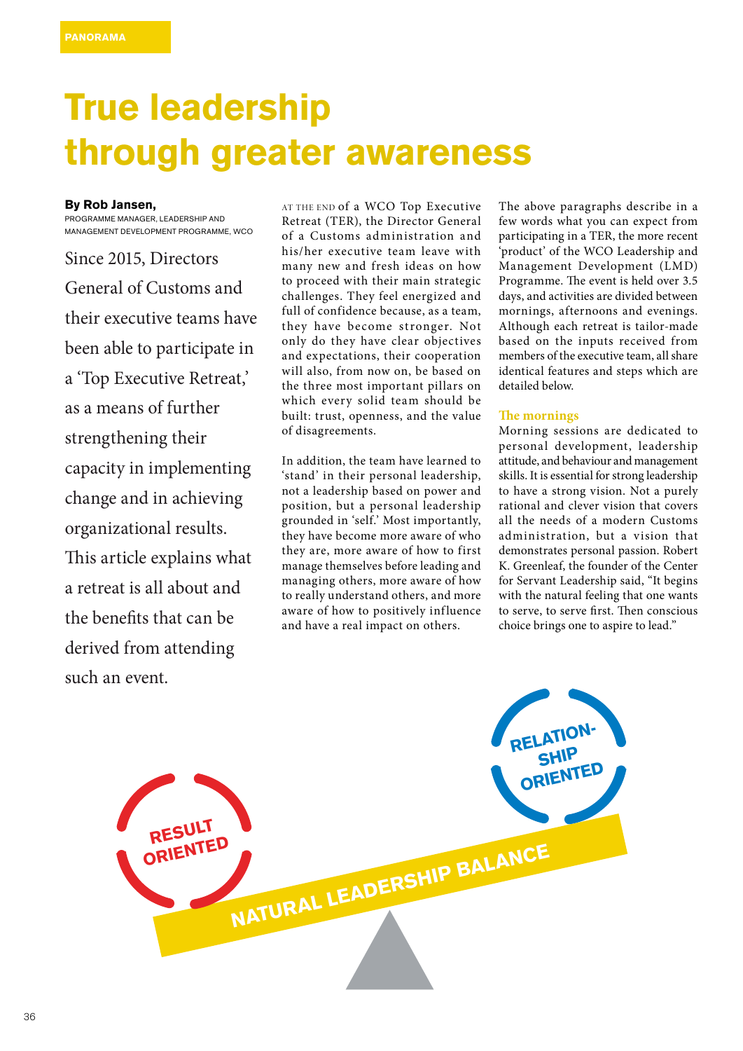PANORAMA

# True leadership through greater awareness

**By Rob Jansen,**
PROGRAMME MANAGER, LEADERSHIP AND MANAGEMENT DEVELOPMENT PROGRAMME, WCO

Since 2015, Directors General of Customs and their executive teams have been able to participate in a 'Top Executive Retreat,' as a means of further strengthening their capacity in implementing change and in achieving organizational results. This article explains what a retreat is all about and the benefits that can be derived from attending such an event.

AT THE END of a WCO Top Executive Retreat (TER), the Director General of a Customs administration and his/her executive team leave with many new and fresh ideas on how to proceed with their main strategic challenges. They feel energized and full of confidence because, as a team, they have become stronger. Not only do they have clear objectives and expectations, their cooperation will also, from now on, be based on the three most important pillars on which every solid team should be built: trust, openness, and the value of disagreements.

In addition, the team have learned to 'stand' in their personal leadership, not a leadership based on power and position, but a personal leadership grounded in 'self.' Most importantly, they have become more aware of who they are, more aware of how to first manage themselves before leading and managing others, more aware of how to really understand others, and more aware of how to positively influence and have a real impact on others.

The above paragraphs describe in a few words what you can expect from participating in a TER, the more recent 'product' of the WCO Leadership and Management Development (LMD) Programme. The event is held over 3.5 days, and activities are divided between mornings, afternoons and evenings. Although each retreat is tailor-made based on the inputs received from members of the executive team, all share identical features and steps which are detailed below.

### The mornings

Morning sessions are dedicated to personal development, leadership attitude, and behaviour and management skills. It is essential for strong leadership to have a strong vision. Not a purely rational and clever vision that covers all the needs of a modern Customs administration, but a vision that demonstrates personal passion. Robert K. Greenleaf, the founder of the Center for Servant Leadership said, "It begins with the natural feeling that one wants to serve, to serve first. Then conscious choice brings one to aspire to lead."

RESULT ORIENTED

RELATION-SHIP ORIENTED

NATURAL LEADERSHIP BALANCE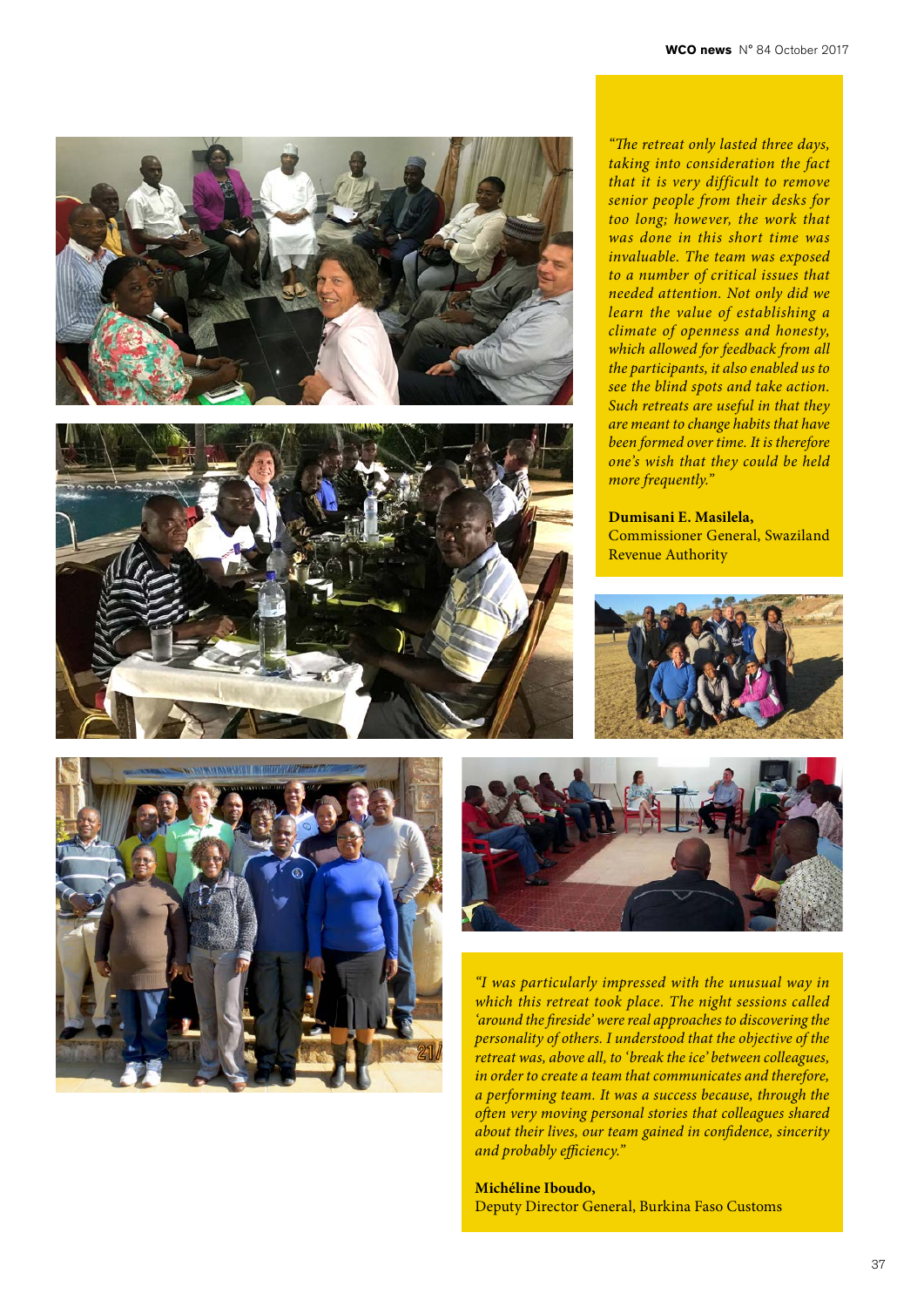*"The retreat only lasted three days, taking into consideration the fact that it is very difficult to remove senior people from their desks for too long; however, the work that was done in this short time was invaluable. The team was exposed to a number of critical issues that needed attention. Not only did we learn the value of establishing a climate of openness and honesty, which allowed for feedback from all the participants, it also enabled us to see the blind spots and take action. Such retreats are useful in that they are meant to change habits that have been formed over time. It is therefore one's wish that they could be held more frequently."*

**Dumisani E. Masilela,**
Commissioner General, Swaziland Revenue Authority

*"I was particularly impressed with the unusual way in which this retreat took place. The night sessions called 'around the fireside' were real approaches to discovering the personality of others. I understood that the objective of the retreat was, above all, to 'break the ice' between colleagues, in order to create a team that communicates and therefore, a performing team. It was a success because, through the often very moving personal stories that colleagues shared about their lives, our team gained in confidence, sincerity and probably efficiency."*

**Michéline Iboudo,**
Deputy Director General, Burkina Faso Customs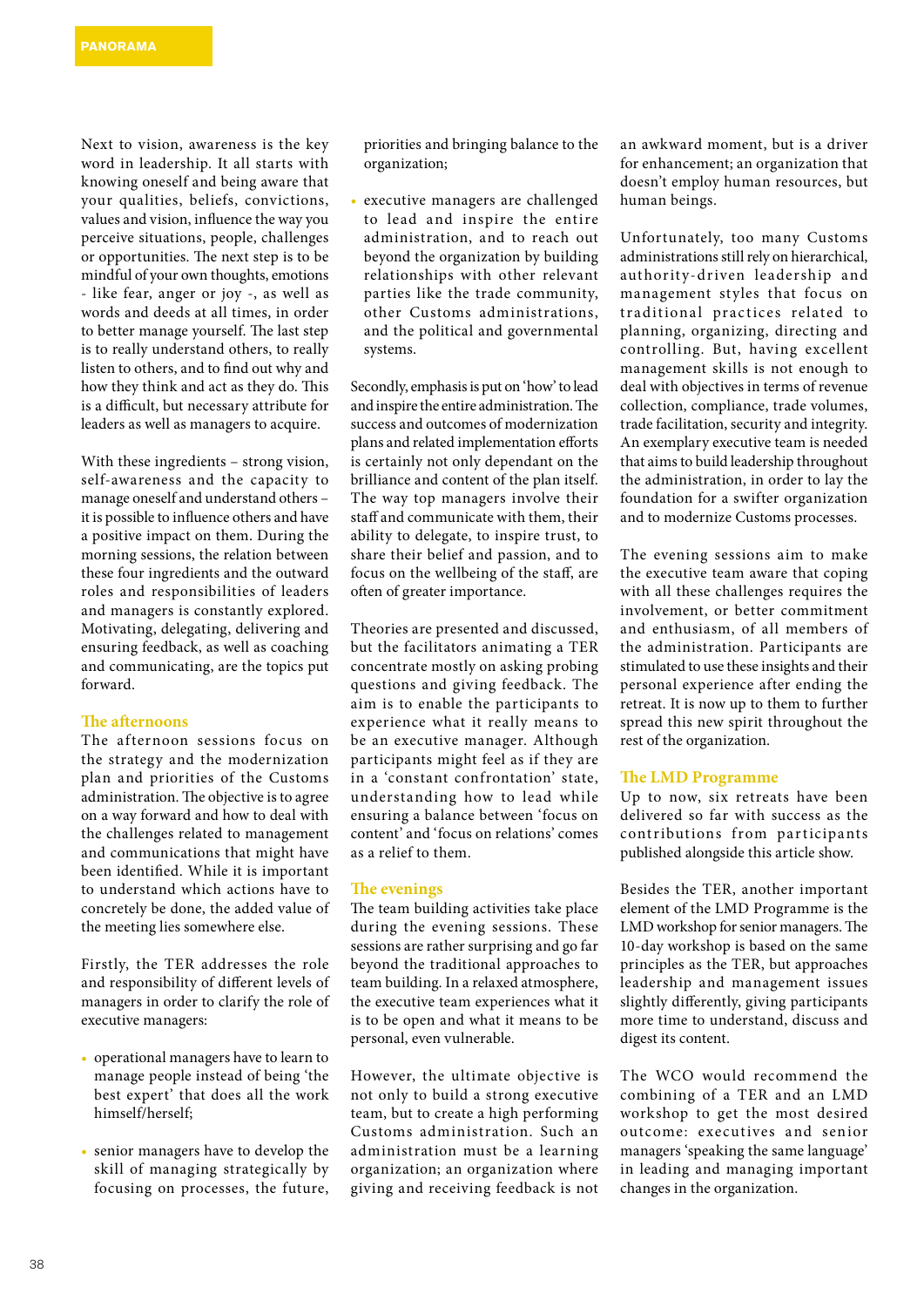Next to vision, awareness is the key word in leadership. It all starts with knowing oneself and being aware that your qualities, beliefs, convictions, values and vision, influence the way you perceive situations, people, challenges or opportunities. The next step is to be mindful of your own thoughts, emotions - like fear, anger or joy -, as well as words and deeds at all times, in order to better manage yourself. The last step is to really understand others, to really listen to others, and to find out why and how they think and act as they do. This is a difficult, but necessary attribute for leaders as well as managers to acquire.

With these ingredients – strong vision, self-awareness and the capacity to manage oneself and understand others – it is possible to influence others and have a positive impact on them. During the morning sessions, the relation between these four ingredients and the outward roles and responsibilities of leaders and managers is constantly explored. Motivating, delegating, delivering and ensuring feedback, as well as coaching and communicating, are the topics put forward.

### The afternoons

The afternoon sessions focus on the strategy and the modernization plan and priorities of the Customs administration. The objective is to agree on a way forward and how to deal with the challenges related to management and communications that might have been identified. While it is important to understand which actions have to concretely be done, the added value of the meeting lies somewhere else.

Firstly, the TER addresses the role and responsibility of different levels of managers in order to clarify the role of executive managers:

- operational managers have to learn to manage people instead of being 'the best expert' that does all the work himself/herself;
- senior managers have to develop the skill of managing strategically by focusing on processes, the future, priorities and bringing balance to the organization;
- executive managers are challenged to lead and inspire the entire administration, and to reach out beyond the organization by building relationships with other relevant parties like the trade community, other Customs administrations, and the political and governmental systems.

Secondly, emphasis is put on 'how' to lead and inspire the entire administration. The success and outcomes of modernization plans and related implementation efforts is certainly not only dependant on the brilliance and content of the plan itself. The way top managers involve their staff and communicate with them, their ability to delegate, to inspire trust, to share their belief and passion, and to focus on the wellbeing of the staff, are often of greater importance.

Theories are presented and discussed, but the facilitators animating a TER concentrate mostly on asking probing questions and giving feedback. The aim is to enable the participants to experience what it really means to be an executive manager. Although participants might feel as if they are in a 'constant confrontation' state, understanding how to lead while ensuring a balance between 'focus on content' and 'focus on relations' comes as a relief to them.

### The evenings

The team building activities take place during the evening sessions. These sessions are rather surprising and go far beyond the traditional approaches to team building. In a relaxed atmosphere, the executive team experiences what it is to be open and what it means to be personal, even vulnerable.

However, the ultimate objective is not only to build a strong executive team, but to create a high performing Customs administration. Such an administration must be a learning organization; an organization where giving and receiving feedback is not an awkward moment, but is a driver for enhancement; an organization that doesn't employ human resources, but human beings.

Unfortunately, too many Customs administrations still rely on hierarchical, authority-driven leadership and management styles that focus on traditional practices related to planning, organizing, directing and controlling. But, having excellent management skills is not enough to deal with objectives in terms of revenue collection, compliance, trade volumes, trade facilitation, security and integrity. An exemplary executive team is needed that aims to build leadership throughout the administration, in order to lay the foundation for a swifter organization and to modernize Customs processes.

The evening sessions aim to make the executive team aware that coping with all these challenges requires the involvement, or better commitment and enthusiasm, of all members of the administration. Participants are stimulated to use these insights and their personal experience after ending the retreat. It is now up to them to further spread this new spirit throughout the rest of the organization.

### The LMD Programme

Up to now, six retreats have been delivered so far with success as the contributions from participants published alongside this article show.

Besides the TER, another important element of the LMD Programme is the LMD workshop for senior managers. The 10-day workshop is based on the same principles as the TER, but approaches leadership and management issues slightly differently, giving participants more time to understand, discuss and digest its content.

The WCO would recommend the combining of a TER and an LMD workshop to get the most desired outcome: executives and senior managers 'speaking the same language' in leading and managing important changes in the organization.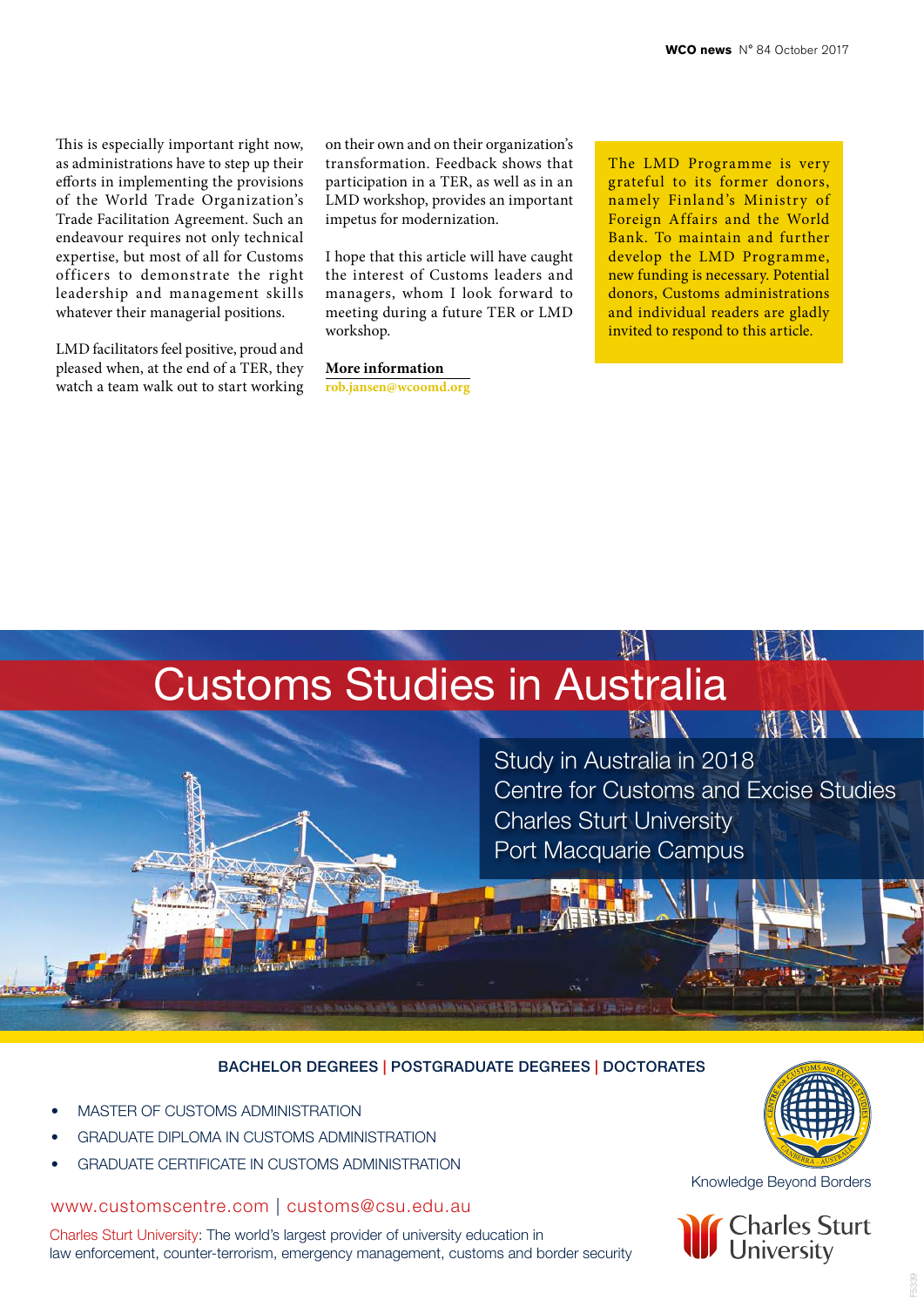This is especially important right now, as administrations have to step up their efforts in implementing the provisions of the World Trade Organization's Trade Facilitation Agreement. Such an endeavour requires not only technical expertise, but most of all for Customs officers to demonstrate the right leadership and management skills whatever their managerial positions.

LMD facilitators feel positive, proud and pleased when, at the end of a TER, they watch a team walk out to start working on their own and on their organization's transformation. Feedback shows that participation in a TER, as well as in an LMD workshop, provides an important impetus for modernization.

I hope that this article will have caught the interest of Customs leaders and managers, whom I look forward to meeting during a future TER or LMD workshop.

**More information**
rob.jansen@wcoomd.org

The LMD Programme is very grateful to its former donors, namely Finland's Ministry of Foreign Affairs and the World Bank. To maintain and further develop the LMD Programme, new funding is necessary. Potential donors, Customs administrations and individual readers are gladly invited to respond to this article.

# Customs Studies in Australia

Study in Australia in 2018
Centre for Customs and Excise Studies
Charles Sturt University
Port Macquarie Campus

**BACHELOR DEGREES | POSTGRADUATE DEGREES | DOCTORATES**

- MASTER OF CUSTOMS ADMINISTRATION
- GRADUATE DIPLOMA IN CUSTOMS ADMINISTRATION
- GRADUATE CERTIFICATE IN CUSTOMS ADMINISTRATION

Knowledge Beyond Borders

www.customscentre.com | customs@csu.edu.au

Charles Sturt University: The world's largest provider of university education in law enforcement, counter-terrorism, emergency management, customs and border security

Charles Sturt University